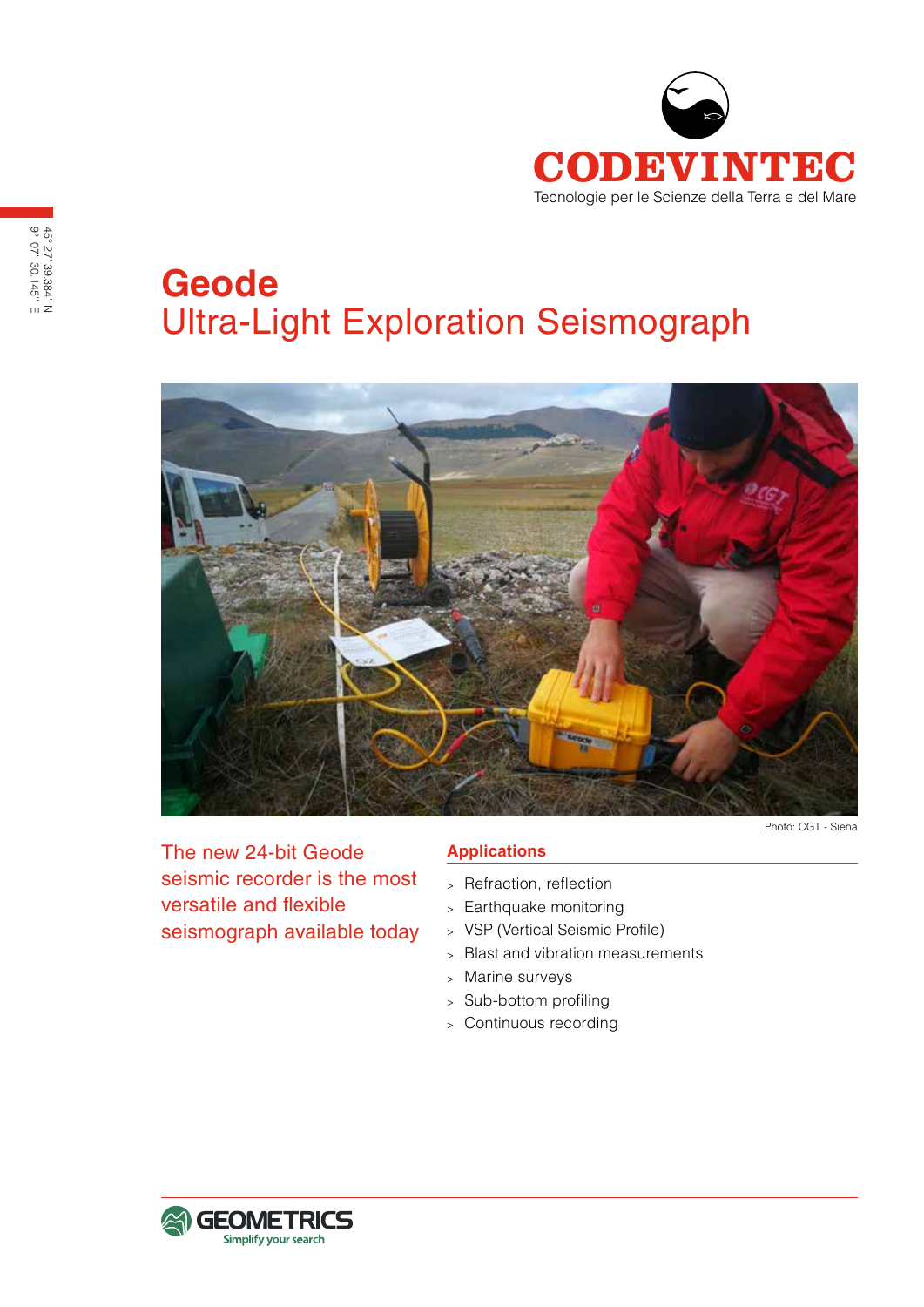CODEVINTEC

Tecnologie per le Scienze della Terra e del Mare

45° 27' 39.384" N
9° 07' 30.145" E

# Geode
## Ultra-Light Exploration Seismograph

Photo: CGT - Siena

The new 24-bit Geode seismic recorder is the most versatile and flexible seismograph available today

### Applications

- Refraction, reflection
- Earthquake monitoring
- VSP (Vertical Seismic Profile)
- Blast and vibration measurements
- Marine surveys
- Sub-bottom profiling
- Continuous recording

GEOMETRICS
Simplify your search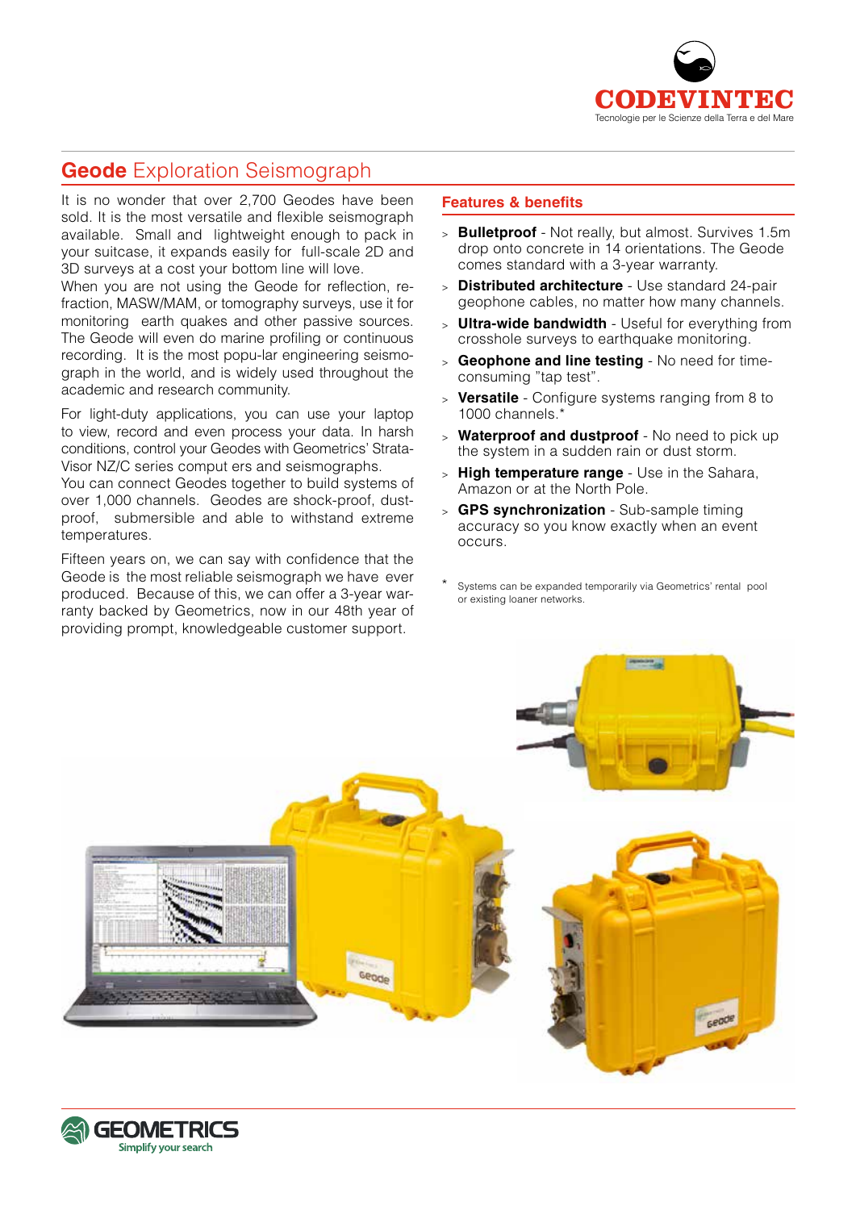# **Geode** Exploration Seismograph

It is no wonder that over 2,700 Geodes have been sold. It is the most versatile and flexible seismograph available. Small and lightweight enough to pack in your suitcase, it expands easily for full-scale 2D and 3D surveys at a cost your bottom line will love.
When you are not using the Geode for reflection, refraction, MASW/MAM, or tomography surveys, use it for monitoring earth quakes and other passive sources. The Geode will even do marine profiling or continuous recording. It is the most popu-lar engineering seismograph in the world, and is widely used throughout the academic and research community.

For light-duty applications, you can use your laptop to view, record and even process your data. In harsh conditions, control your Geodes with Geometrics' StrataVisor NZ/C series comput ers and seismographs.
You can connect Geodes together to build systems of over 1,000 channels. Geodes are shock-proof, dust-proof, submersible and able to withstand extreme temperatures.

Fifteen years on, we can say with confidence that the Geode is the most reliable seismograph we have ever produced. Because of this, we can offer a 3-year warranty backed by Geometrics, now in our 48th year of providing prompt, knowledgeable customer support.

## Features & benefits

- **Bulletproof** - Not really, but almost. Survives 1.5m drop onto concrete in 14 orientations. The Geode comes standard with a 3-year warranty.
- **Distributed architecture** - Use standard 24-pair geophone cables, no matter how many channels.
- **Ultra-wide bandwidth** - Useful for everything from crosshole surveys to earthquake monitoring.
- **Geophone and line testing** - No need for time-consuming "tap test".
- **Versatile** - Configure systems ranging from 8 to 1000 channels.*
- **Waterproof and dustproof** - No need to pick up the system in a sudden rain or dust storm.
- **High temperature range** - Use in the Sahara, Amazon or at the North Pole.
- **GPS synchronization** - Sub-sample timing accuracy so you know exactly when an event occurs.

\* Systems can be expanded temporarily via Geometrics' rental pool or existing loaner networks.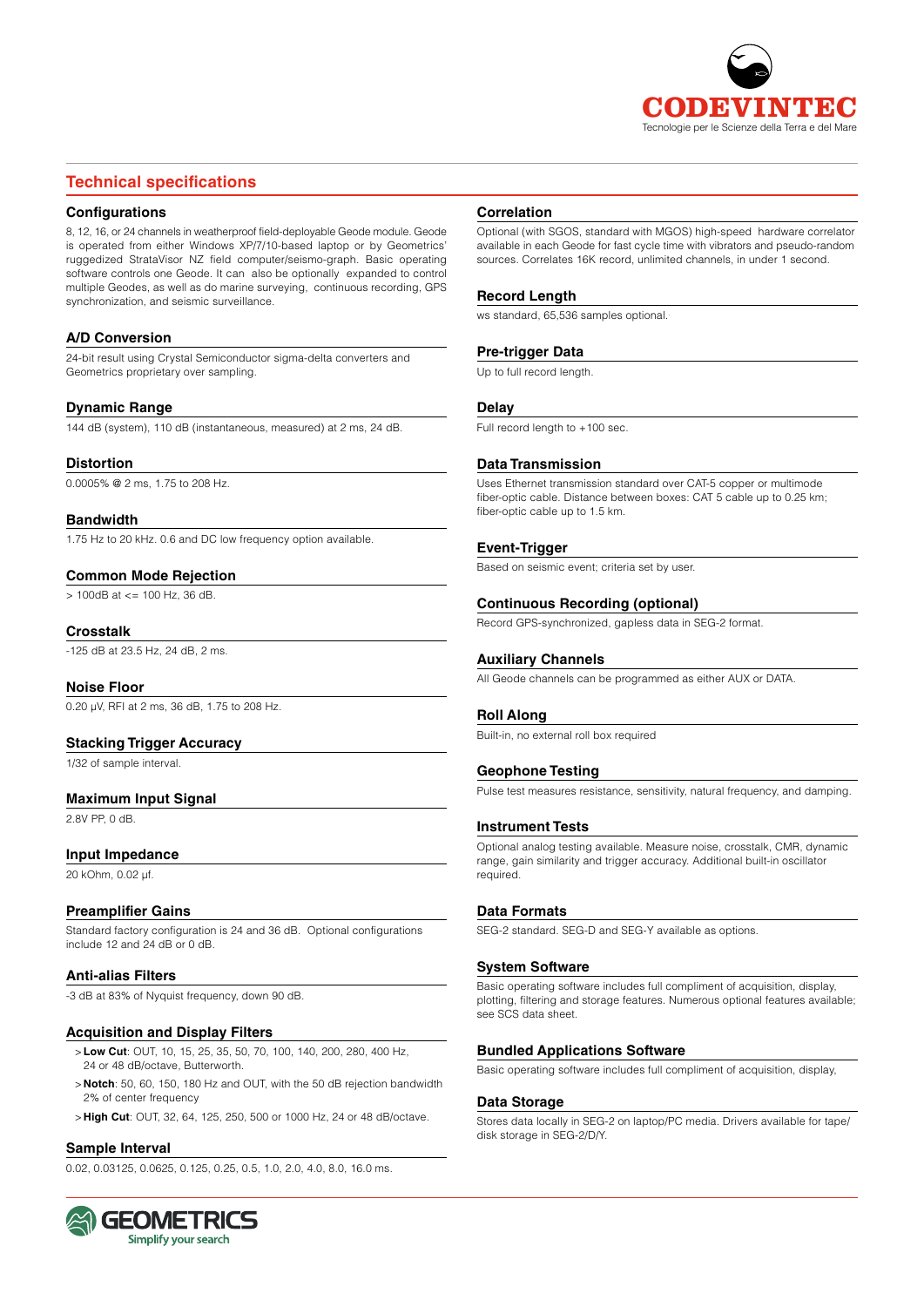## Technical specifications

### Configurations

8, 12, 16, or 24 channels in weatherproof field-deployable Geode module. Geode is operated from either Windows XP/7/10-based laptop or by Geometrics' ruggedized StrataVisor NZ field computer/seismo-graph. Basic operating software controls one Geode. It can also be optionally expanded to control multiple Geodes, as well as do marine surveying, continuous recording, GPS synchronization, and seismic surveillance.

### A/D Conversion

24-bit result using Crystal Semiconductor sigma-delta converters and Geometrics proprietary over sampling.

### Dynamic Range

144 dB (system), 110 dB (instantaneous, measured) at 2 ms, 24 dB.

### Distortion

0.0005% @ 2 ms, 1.75 to 208 Hz.

### Bandwidth

1.75 Hz to 20 kHz. 0.6 and DC low frequency option available.

### Common Mode Rejection

> 100dB at <= 100 Hz, 36 dB.

### Crosstalk

-125 dB at 23.5 Hz, 24 dB, 2 ms.

### Noise Floor

0.20 μV, RFI at 2 ms, 36 dB, 1.75 to 208 Hz.

### Stacking Trigger Accuracy

1/32 of sample interval.

### Maximum Input Signal

2.8V PP, 0 dB.

### Input Impedance

20 kOhm, 0.02 μf.

### Preamplifier Gains

Standard factory configuration is 24 and 36 dB. Optional configurations include 12 and 24 dB or 0 dB.

### Anti-alias Filters

-3 dB at 83% of Nyquist frequency, down 90 dB.

### Acquisition and Display Filters

- **Low Cut**: OUT, 10, 15, 25, 35, 50, 70, 100, 140, 200, 280, 400 Hz, 24 or 48 dB/octave, Butterworth.
- **Notch**: 50, 60, 150, 180 Hz and OUT, with the 50 dB rejection bandwidth 2% of center frequency
- **High Cut**: OUT, 32, 64, 125, 250, 500 or 1000 Hz, 24 or 48 dB/octave.

### Sample Interval

0.02, 0.03125, 0.0625, 0.125, 0.25, 0.5, 1.0, 2.0, 4.0, 8.0, 16.0 ms.

### Correlation

Optional (with SGOS, standard with MGOS) high-speed hardware correlator available in each Geode for fast cycle time with vibrators and pseudo-random sources. Correlates 16K record, unlimited channels, in under 1 second.

### Record Length

ws standard, 65,536 samples optional.

### Pre-trigger Data

Up to full record length.

### Delay

Full record length to +100 sec.

### Data Transmission

Uses Ethernet transmission standard over CAT-5 copper or multimode fiber-optic cable. Distance between boxes: CAT 5 cable up to 0.25 km; fiber-optic cable up to 1.5 km.

### Event-Trigger

Based on seismic event; criteria set by user.

### Continuous Recording (optional)

Record GPS-synchronized, gapless data in SEG-2 format.

### Auxiliary Channels

All Geode channels can be programmed as either AUX or DATA.

### Roll Along

Built-in, no external roll box required

### Geophone Testing

Pulse test measures resistance, sensitivity, natural frequency, and damping.

### Instrument Tests

Optional analog testing available. Measure noise, crosstalk, CMR, dynamic range, gain similarity and trigger accuracy. Additional built-in oscillator required.

### Data Formats

SEG-2 standard. SEG-D and SEG-Y available as options.

### System Software

Basic operating software includes full compliment of acquisition, display, plotting, filtering and storage features. Numerous optional features available; see SCS data sheet.

### Bundled Applications Software

Basic operating software includes full compliment of acquisition, display,

### Data Storage

Stores data locally in SEG-2 on laptop/PC media. Drivers available for tape/disk storage in SEG-2/D/Y.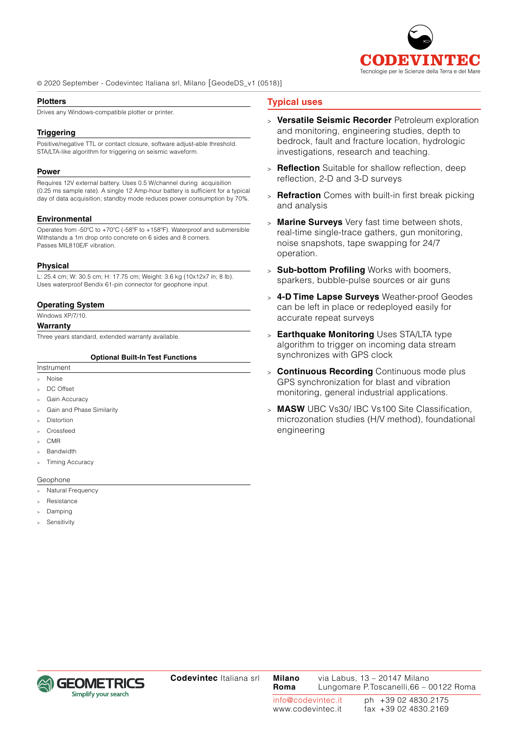© 2020 September - Codevintec Italiana srl, Milano [GeodeDS_v1 (0518)]

### Plotters

Drives any Windows-compatible plotter or printer.

### Triggering

Positive/negative TTL or contact closure, software adjust-able threshold. STA/LTA-like algorithm for triggering on seismic waveform.

### Power

Requires 12V external battery. Uses 0.5 W/channel during acquisition (0.25 ms sample rate). A single 12 Amp-hour battery is sufficient for a typical day of data acquisition; standby mode reduces power consumption by 70%.

### Environmental

Operates from -50ºC to +70ºC (-58ºF to +158ºF). Waterproof and submersible Withstands a 1m drop onto concrete on 6 sides and 8 corners. Passes MIL810E/F vibration.

### Physical

L: 25.4 cm; W: 30.5 cm; H: 17.75 cm; Weight: 3.6 kg (10x12x7 in; 8 lb). Uses waterproof Bendix 61-pin connector for geophone input.

### Operating System

Windows XP/7/10.

### Warranty

Three years standard, extended warranty available.

### Optional Built-In Test Functions

Instrument

- Noise
- DC Offset
- Gain Accuracy
- Gain and Phase Similarity
- Distortion
- Crossfeed
- CMR
- Bandwidth
- Timing Accuracy

Geophone

- Natural Frequency
- Resistance
- Damping
- Sensitivity

## Typical uses

- **Versatile Seismic Recorder** Petroleum exploration and monitoring, engineering studies, depth to bedrock, fault and fracture location, hydrologic investigations, research and teaching.
- **Reflection** Suitable for shallow reflection, deep reflection, 2-D and 3-D surveys
- **Refraction** Comes with built-in first break picking and analysis
- **Marine Surveys** Very fast time between shots, real-time single-trace gathers, gun monitoring, noise snapshots, tape swapping for 24/7 operation.
- **Sub-bottom Profiling** Works with boomers, sparkers, bubble-pulse sources or air guns
- **4-D Time Lapse Surveys** Weather-proof Geodes can be left in place or redeployed easily for accurate repeat surveys
- **Earthquake Monitoring** Uses STA/LTA type algorithm to trigger on incoming data stream synchronizes with GPS clock
- **Continuous Recording** Continuous mode plus GPS synchronization for blast and vibration monitoring, general industrial applications.
- **MASW** UBC Vs30/ IBC Vs100 Site Classification, microzonation studies (H/V method), foundational engineering

**Codevintec** Italiana srl

**Milano** via Labus, 13 – 20147 Milano
**Roma** Lungomare P.Toscanelli,66 – 00122 Roma

info@codevintec.it ph +39 02 4830.2175
www.codevintec.it fax +39 02 4830.2169